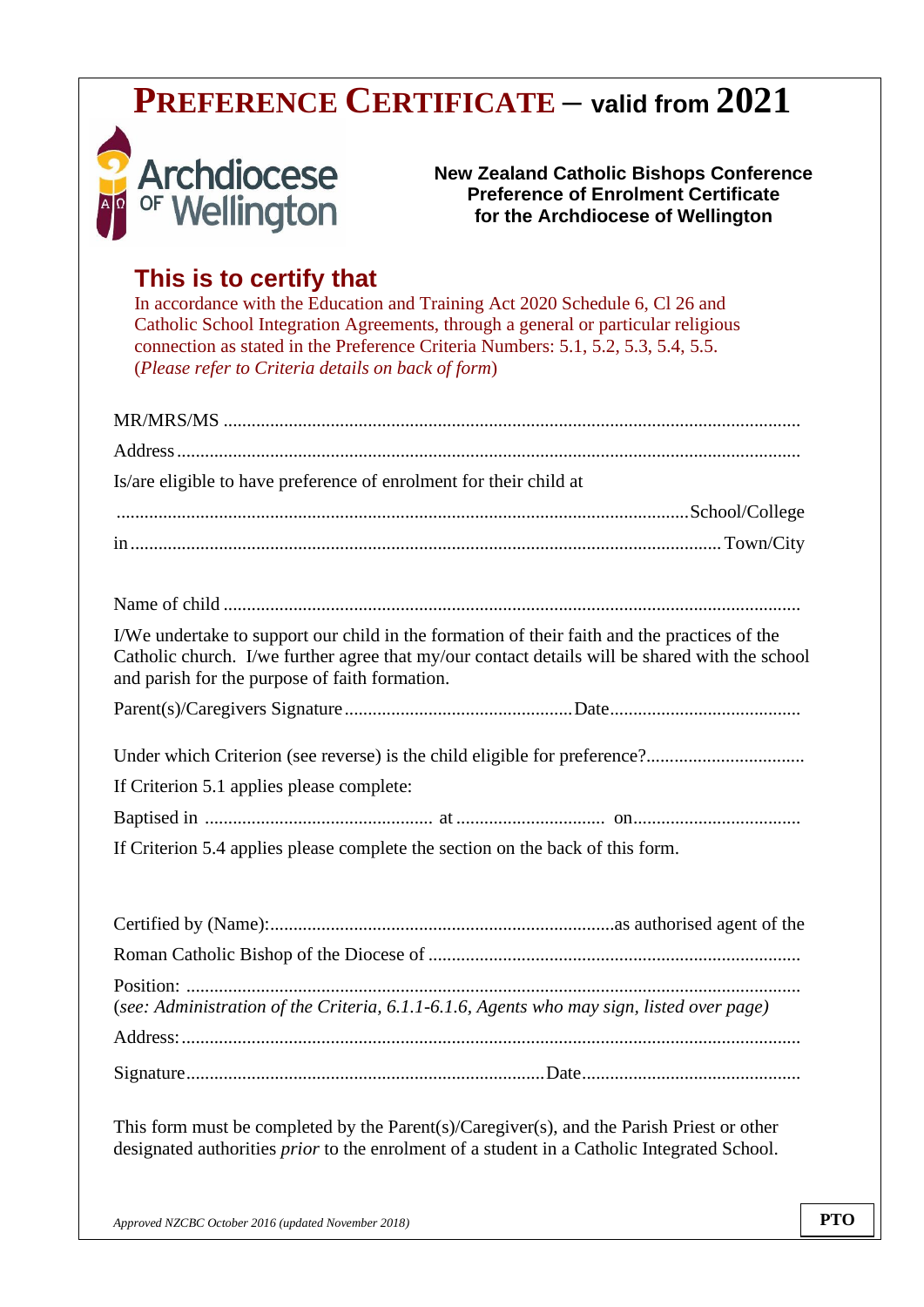# PREFERENCE CERTIFICATE – valid from 2021

Archdiocese of Wellington

**New Zealand Catholic Bishops Conference**
**Preference of Enrolment Certificate**
**for the Archdiocese of Wellington**

## This is to certify that

In accordance with the Education and Training Act 2020 Schedule 6, Cl 26 and Catholic School Integration Agreements, through a general or particular religious connection as stated in the Preference Criteria Numbers: 5.1, 5.2, 5.3, 5.4, 5.5. (*Please refer to Criteria details on back of form*)

MR/MRS/MS ..........................................................................................................................

Address ..................................................................................................................................

Is/are eligible to have preference of enrolment for their child at

.......................................................................................................................... School/College

in ................................................................................................................................ Town/City

Name of child ..........................................................................................................................

I/We undertake to support our child in the formation of their faith and the practices of the Catholic church. I/we further agree that my/our contact details will be shared with the school and parish for the purpose of faith formation.

Parent(s)/Caregivers Signature ................................................ Date ........................................

Under which Criterion (see reverse) is the child eligible for preference? .................................

If Criterion 5.1 applies please complete:

Baptised in ................................................ at .............................. on ...................................

If Criterion 5.4 applies please complete the section on the back of this form.

Certified by (Name): ......................................................................... as authorised agent of the

Roman Catholic Bishop of the Diocese of ...............................................................................

Position: .................................................................................................................................
(*see: Administration of the Criteria, 6.1.1-6.1.6, Agents who may sign, listed over page)*

Address: ..................................................................................................................................

Signature ............................................................................ Date ..............................................

This form must be completed by the Parent(s)/Caregiver(s), and the Parish Priest or other designated authorities *prior* to the enrolment of a student in a Catholic Integrated School.

*Approved NZCBC October 2016 (updated November 2018)*

**PTO**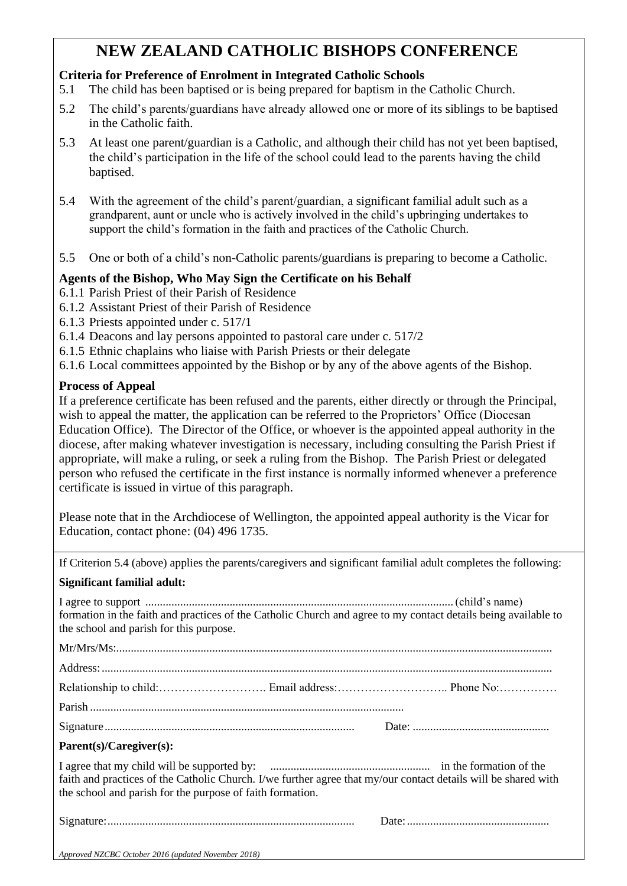# NEW ZEALAND CATHOLIC BISHOPS CONFERENCE

**Criteria for Preference of Enrolment in Integrated Catholic Schools**

5.1 The child has been baptised or is being prepared for baptism in the Catholic Church.

5.2 The child's parents/guardians have already allowed one or more of its siblings to be baptised in the Catholic faith.

5.3 At least one parent/guardian is a Catholic, and although their child has not yet been baptised, the child's participation in the life of the school could lead to the parents having the child baptised.

5.4 With the agreement of the child's parent/guardian, a significant familial adult such as a grandparent, aunt or uncle who is actively involved in the child's upbringing undertakes to support the child's formation in the faith and practices of the Catholic Church.

5.5 One or both of a child's non-Catholic parents/guardians is preparing to become a Catholic.

**Agents of the Bishop, Who May Sign the Certificate on his Behalf**

6.1.1 Parish Priest of their Parish of Residence
6.1.2 Assistant Priest of their Parish of Residence
6.1.3 Priests appointed under c. 517/1
6.1.4 Deacons and lay persons appointed to pastoral care under c. 517/2
6.1.5 Ethnic chaplains who liaise with Parish Priests or their delegate
6.1.6 Local committees appointed by the Bishop or by any of the above agents of the Bishop.

**Process of Appeal**

If a preference certificate has been refused and the parents, either directly or through the Principal, wish to appeal the matter, the application can be referred to the Proprietors' Office (Diocesan Education Office). The Director of the Office, or whoever is the appointed appeal authority in the diocese, after making whatever investigation is necessary, including consulting the Parish Priest if appropriate, will make a ruling, or seek a ruling from the Bishop. The Parish Priest or delegated person who refused the certificate in the first instance is normally informed whenever a preference certificate is issued in virtue of this paragraph.

Please note that in the Archdiocese of Wellington, the appointed appeal authority is the Vicar for Education, contact phone: (04) 496 1735.

---

If Criterion 5.4 (above) applies the parents/caregivers and significant familial adult completes the following:

**Significant familial adult:**

I agree to support .......................................................................................................... (child's name) formation in the faith and practices of the Catholic Church and agree to my contact details being available to the school and parish for this purpose.

Mr/Mrs/Ms:...................................................................................................................................................

Address:.........................................................................................................................................................

Relationship to child:………………………. Email address:……………………….. Phone No:……………

Parish ...........................................................................................................

Signature...................................................................................... Date: ...............................................

**Parent(s)/Caregiver(s):**

I agree that my child will be supported by: ....................................................... in the formation of the faith and practices of the Catholic Church. I/we further agree that my/our contact details will be shared with the school and parish for the purpose of faith formation.

Signature:..................................................................................... Date:.................................................

*Approved NZCBC October 2016 (updated November 2018)*